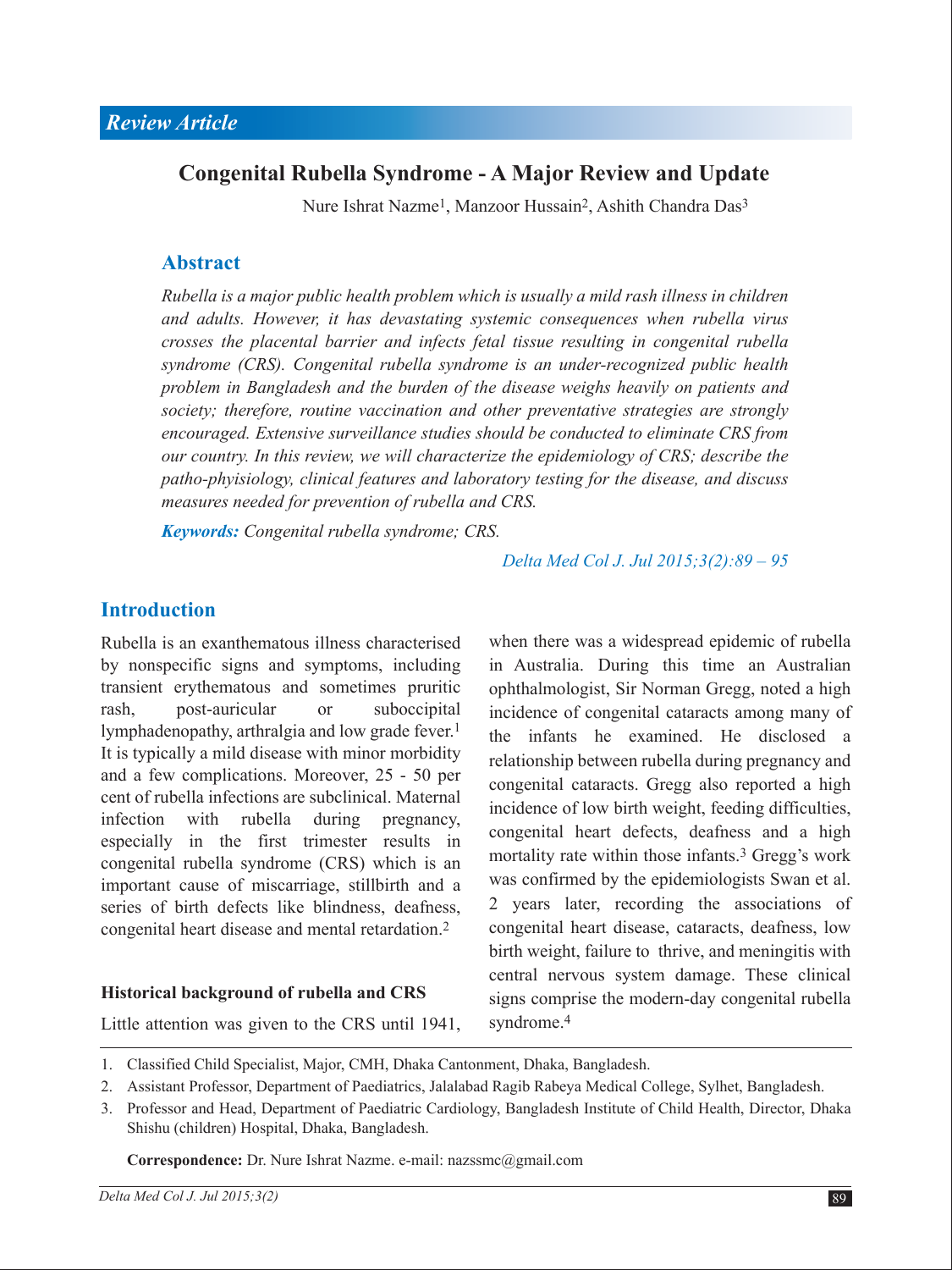*Review Article*

# Congenital Rubella Syndrome - A Major Review and Update

Nure Ishrat Nazme[1], Manzoor Hussain[2], Ashith Chandra Das[3]

## Abstract

*Rubella is a major public health problem which is usually a mild rash illness in children and adults. However, it has devastating systemic consequences when rubella virus crosses the placental barrier and infects fetal tissue resulting in congenital rubella syndrome (CRS). Congenital rubella syndrome is an under-recognized public health problem in Bangladesh and the burden of the disease weighs heavily on patients and society; therefore, routine vaccination and other preventative strategies are strongly encouraged. Extensive surveillance studies should be conducted to eliminate CRS from our country. In this review, we will characterize the epidemiology of CRS; describe the patho-phyisiology, clinical features and laboratory testing for the disease, and discuss measures needed for prevention of rubella and CRS.*

***Keywords:*** *Congenital rubella syndrome; CRS.*

*Delta Med Col J. Jul 2015;3(2):89 – 95*

## Introduction

Rubella is an exanthematous illness characterised by nonspecific signs and symptoms, including transient erythematous and sometimes pruritic rash, post-auricular or suboccipital lymphadenopathy, arthralgia and low grade fever.[1] It is typically a mild disease with minor morbidity and a few complications. Moreover, 25 - 50 per cent of rubella infections are subclinical. Maternal infection with rubella during pregnancy, especially in the first trimester results in congenital rubella syndrome (CRS) which is an important cause of miscarriage, stillbirth and a series of birth defects like blindness, deafness, congenital heart disease and mental retardation.[2]

### Historical background of rubella and CRS

Little attention was given to the CRS until 1941, when there was a widespread epidemic of rubella in Australia. During this time an Australian ophthalmologist, Sir Norman Gregg, noted a high incidence of congenital cataracts among many of the infants he examined. He disclosed a relationship between rubella during pregnancy and congenital cataracts. Gregg also reported a high incidence of low birth weight, feeding difficulties, congenital heart defects, deafness and a high mortality rate within those infants.[3] Gregg's work was confirmed by the epidemiologists Swan et al. 2 years later, recording the associations of congenital heart disease, cataracts, deafness, low birth weight, failure to thrive, and meningitis with central nervous system damage. These clinical signs comprise the modern-day congenital rubella syndrome.[4]

1. Classified Child Specialist, Major, CMH, Dhaka Cantonment, Dhaka, Bangladesh.
2. Assistant Professor, Department of Paediatrics, Jalalabad Ragib Rabeya Medical College, Sylhet, Bangladesh.
3. Professor and Head, Department of Paediatric Cardiology, Bangladesh Institute of Child Health, Director, Dhaka Shishu (children) Hospital, Dhaka, Bangladesh.

**Correspondence:** Dr. Nure Ishrat Nazme. e-mail: nazssmc@gmail.com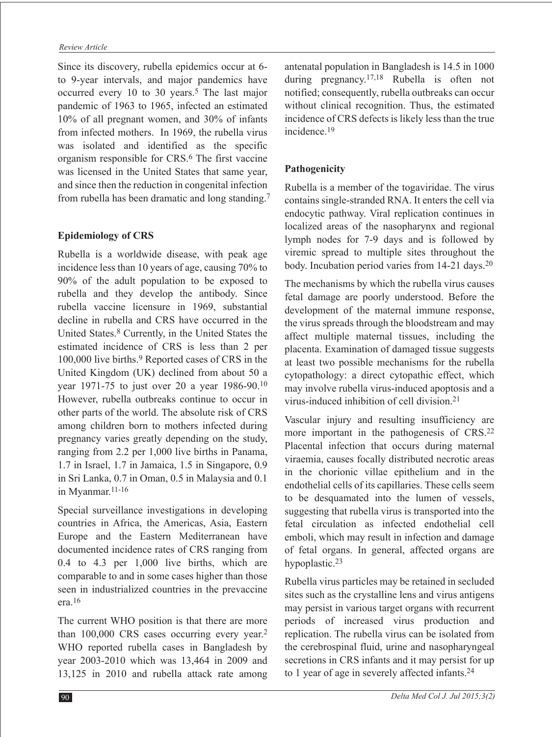Since its discovery, rubella epidemics occur at 6- to 9-year intervals, and major pandemics have occurred every 10 to 30 years.[5] The last major pandemic of 1963 to 1965, infected an estimated 10% of all pregnant women, and 30% of infants from infected mothers. In 1969, the rubella virus was isolated and identified as the specific organism responsible for CRS.[6] The first vaccine was licensed in the United States that same year, and since then the reduction in congenital infection from rubella has been dramatic and long standing.[7]

## Epidemiology of CRS

Rubella is a worldwide disease, with peak age incidence less than 10 years of age, causing 70% to 90% of the adult population to be exposed to rubella and they develop the antibody. Since rubella vaccine licensure in 1969, substantial decline in rubella and CRS have occurred in the United States.[8] Currently, in the United States the estimated incidence of CRS is less than 2 per 100,000 live births.[9] Reported cases of CRS in the United Kingdom (UK) declined from about 50 a year 1971-75 to just over 20 a year 1986-90.[10] However, rubella outbreaks continue to occur in other parts of the world. The absolute risk of CRS among children born to mothers infected during pregnancy varies greatly depending on the study, ranging from 2.2 per 1,000 live births in Panama, 1.7 in Israel, 1.7 in Jamaica, 1.5 in Singapore, 0.9 in Sri Lanka, 0.7 in Oman, 0.5 in Malaysia and 0.1 in Myanmar.[11-16]

Special surveillance investigations in developing countries in Africa, the Americas, Asia, Eastern Europe and the Eastern Mediterranean have documented incidence rates of CRS ranging from 0.4 to 4.3 per 1,000 live births, which are comparable to and in some cases higher than those seen in industrialized countries in the prevaccine era.[16]

The current WHO position is that there are more than 100,000 CRS cases occurring every year.[2] WHO reported rubella cases in Bangladesh by year 2003-2010 which was 13,464 in 2009 and 13,125 in 2010 and rubella attack rate among antenatal population in Bangladesh is 14.5 in 1000 during pregnancy.[17,18] Rubella is often not notified; consequently, rubella outbreaks can occur without clinical recognition. Thus, the estimated incidence of CRS defects is likely less than the true incidence.[19]

## Pathogenicity

Rubella is a member of the togaviridae. The virus contains single-stranded RNA. It enters the cell via endocytic pathway. Viral replication continues in localized areas of the nasopharynx and regional lymph nodes for 7-9 days and is followed by viremic spread to multiple sites throughout the body. Incubation period varies from 14-21 days.[20]

The mechanisms by which the rubella virus causes fetal damage are poorly understood. Before the development of the maternal immune response, the virus spreads through the bloodstream and may affect multiple maternal tissues, including the placenta. Examination of damaged tissue suggests at least two possible mechanisms for the rubella cytopathology: a direct cytopathic effect, which may involve rubella virus-induced apoptosis and a virus-induced inhibition of cell division.[21]

Vascular injury and resulting insufficiency are more important in the pathogenesis of CRS.[22] Placental infection that occurs during maternal viraemia, causes focally distributed necrotic areas in the chorionic villae epithelium and in the endothelial cells of its capillaries. These cells seem to be desquamated into the lumen of vessels, suggesting that rubella virus is transported into the fetal circulation as infected endothelial cell emboli, which may result in infection and damage of fetal organs. In general, affected organs are hypoplastic.[23]

Rubella virus particles may be retained in secluded sites such as the crystalline lens and virus antigens may persist in various target organs with recurrent periods of increased virus production and replication. The rubella virus can be isolated from the cerebrospinal fluid, urine and nasopharyngeal secretions in CRS infants and it may persist for up to 1 year of age in severely affected infants.[24]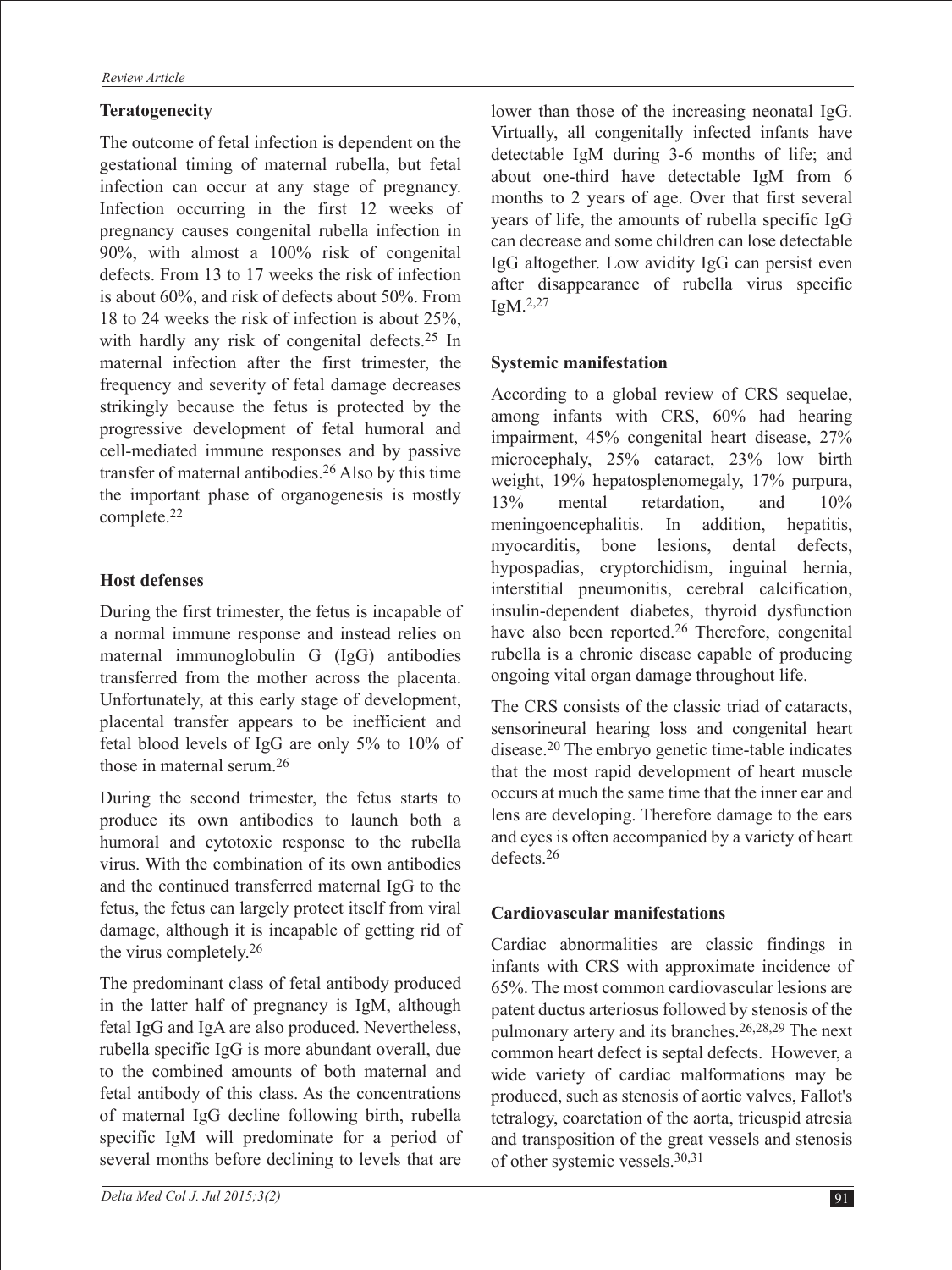## Teratogenecity

The outcome of fetal infection is dependent on the gestational timing of maternal rubella, but fetal infection can occur at any stage of pregnancy. Infection occurring in the first 12 weeks of pregnancy causes congenital rubella infection in 90%, with almost a 100% risk of congenital defects. From 13 to 17 weeks the risk of infection is about 60%, and risk of defects about 50%. From 18 to 24 weeks the risk of infection is about 25%, with hardly any risk of congenital defects.[25] In maternal infection after the first trimester, the frequency and severity of fetal damage decreases strikingly because the fetus is protected by the progressive development of fetal humoral and cell-mediated immune responses and by passive transfer of maternal antibodies.[26] Also by this time the important phase of organogenesis is mostly complete.[22]

## Host defenses

During the first trimester, the fetus is incapable of a normal immune response and instead relies on maternal immunoglobulin G (IgG) antibodies transferred from the mother across the placenta. Unfortunately, at this early stage of development, placental transfer appears to be inefficient and fetal blood levels of IgG are only 5% to 10% of those in maternal serum.[26]

During the second trimester, the fetus starts to produce its own antibodies to launch both a humoral and cytotoxic response to the rubella virus. With the combination of its own antibodies and the continued transferred maternal IgG to the fetus, the fetus can largely protect itself from viral damage, although it is incapable of getting rid of the virus completely.[26]

The predominant class of fetal antibody produced in the latter half of pregnancy is IgM, although fetal IgG and IgA are also produced. Nevertheless, rubella specific IgG is more abundant overall, due to the combined amounts of both maternal and fetal antibody of this class. As the concentrations of maternal IgG decline following birth, rubella specific IgM will predominate for a period of several months before declining to levels that are lower than those of the increasing neonatal IgG. Virtually, all congenitally infected infants have detectable IgM during 3-6 months of life; and about one-third have detectable IgM from 6 months to 2 years of age. Over that first several years of life, the amounts of rubella specific IgG can decrease and some children can lose detectable IgG altogether. Low avidity IgG can persist even after disappearance of rubella virus specific IgM.[2,27]

## Systemic manifestation

According to a global review of CRS sequelae, among infants with CRS, 60% had hearing impairment, 45% congenital heart disease, 27% microcephaly, 25% cataract, 23% low birth weight, 19% hepatosplenomegaly, 17% purpura, 13% mental retardation, and 10% meningoencephalitis. In addition, hepatitis, myocarditis, bone lesions, dental defects, hypospadias, cryptorchidism, inguinal hernia, interstitial pneumonitis, cerebral calcification, insulin-dependent diabetes, thyroid dysfunction have also been reported.[26] Therefore, congenital rubella is a chronic disease capable of producing ongoing vital organ damage throughout life.

The CRS consists of the classic triad of cataracts, sensorineural hearing loss and congenital heart disease.[20] The embryo genetic time-table indicates that the most rapid development of heart muscle occurs at much the same time that the inner ear and lens are developing. Therefore damage to the ears and eyes is often accompanied by a variety of heart defects.[26]

## Cardiovascular manifestations

Cardiac abnormalities are classic findings in infants with CRS with approximate incidence of 65%. The most common cardiovascular lesions are patent ductus arteriosus followed by stenosis of the pulmonary artery and its branches.[26,28,29] The next common heart defect is septal defects. However, a wide variety of cardiac malformations may be produced, such as stenosis of aortic valves, Fallot's tetralogy, coarctation of the aorta, tricuspid atresia and transposition of the great vessels and stenosis of other systemic vessels.[30,31]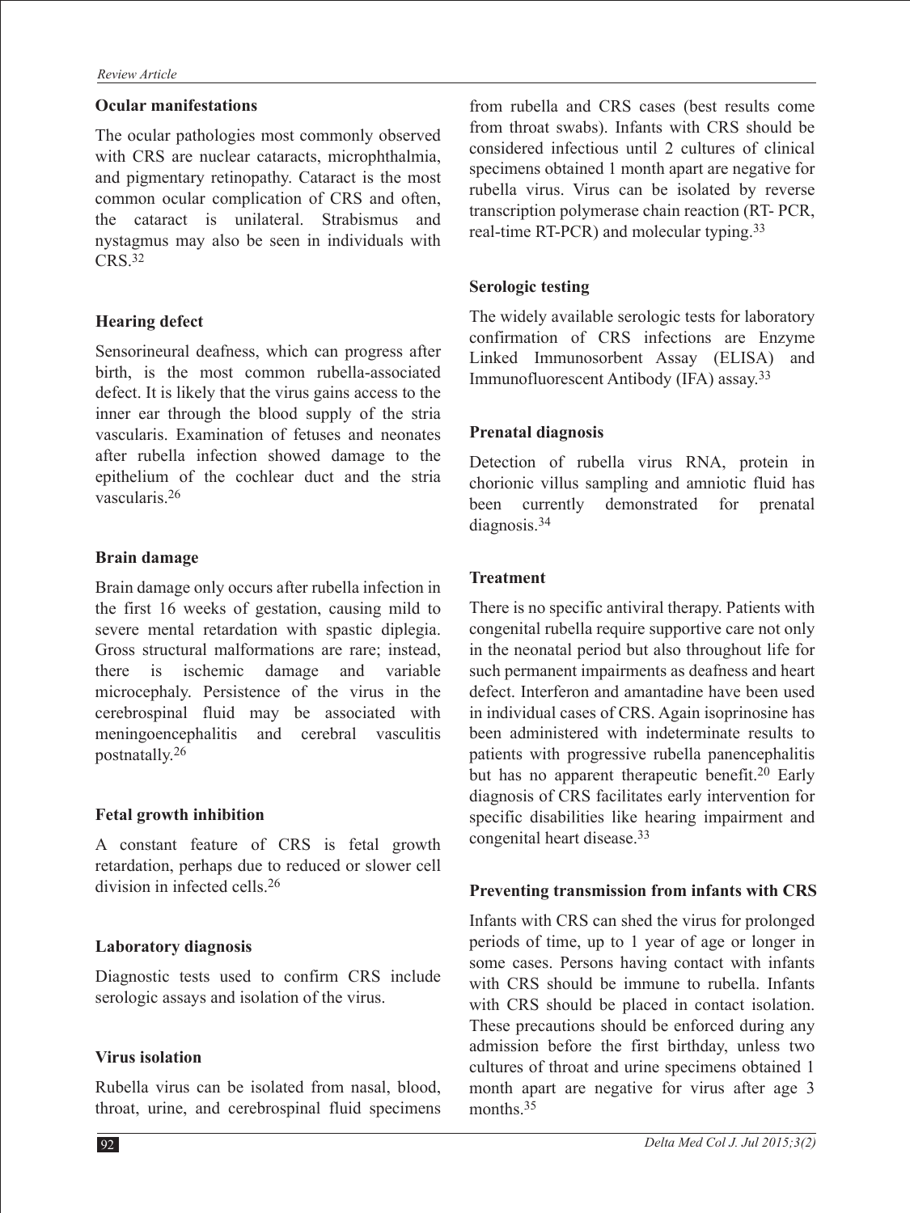### Ocular manifestations

The ocular pathologies most commonly observed with CRS are nuclear cataracts, microphthalmia, and pigmentary retinopathy. Cataract is the most common ocular complication of CRS and often, the cataract is unilateral. Strabismus and nystagmus may also be seen in individuals with CRS.[32]

### Hearing defect

Sensorineural deafness, which can progress after birth, is the most common rubella-associated defect. It is likely that the virus gains access to the inner ear through the blood supply of the stria vascularis. Examination of fetuses and neonates after rubella infection showed damage to the epithelium of the cochlear duct and the stria vascularis.[26]

### Brain damage

Brain damage only occurs after rubella infection in the first 16 weeks of gestation, causing mild to severe mental retardation with spastic diplegia. Gross structural malformations are rare; instead, there is ischemic damage and variable microcephaly. Persistence of the virus in the cerebrospinal fluid may be associated with meningoencephalitis and cerebral vasculitis postnatally.[26]

### Fetal growth inhibition

A constant feature of CRS is fetal growth retardation, perhaps due to reduced or slower cell division in infected cells.[26]

### Laboratory diagnosis

Diagnostic tests used to confirm CRS include serologic assays and isolation of the virus.

### Virus isolation

Rubella virus can be isolated from nasal, blood, throat, urine, and cerebrospinal fluid specimens from rubella and CRS cases (best results come from throat swabs). Infants with CRS should be considered infectious until 2 cultures of clinical specimens obtained 1 month apart are negative for rubella virus. Virus can be isolated by reverse transcription polymerase chain reaction (RT- PCR, real-time RT-PCR) and molecular typing.[33]

### Serologic testing

The widely available serologic tests for laboratory confirmation of CRS infections are Enzyme Linked Immunosorbent Assay (ELISA) and Immunofluorescent Antibody (IFA) assay.[33]

### Prenatal diagnosis

Detection of rubella virus RNA, protein in chorionic villus sampling and amniotic fluid has been currently demonstrated for prenatal diagnosis.[34]

### Treatment

There is no specific antiviral therapy. Patients with congenital rubella require supportive care not only in the neonatal period but also throughout life for such permanent impairments as deafness and heart defect. Interferon and amantadine have been used in individual cases of CRS. Again isoprinosine has been administered with indeterminate results to patients with progressive rubella panencephalitis but has no apparent therapeutic benefit.[20] Early diagnosis of CRS facilitates early intervention for specific disabilities like hearing impairment and congenital heart disease.[33]

### Preventing transmission from infants with CRS

Infants with CRS can shed the virus for prolonged periods of time, up to 1 year of age or longer in some cases. Persons having contact with infants with CRS should be immune to rubella. Infants with CRS should be placed in contact isolation. These precautions should be enforced during any admission before the first birthday, unless two cultures of throat and urine specimens obtained 1 month apart are negative for virus after age 3 months.[35]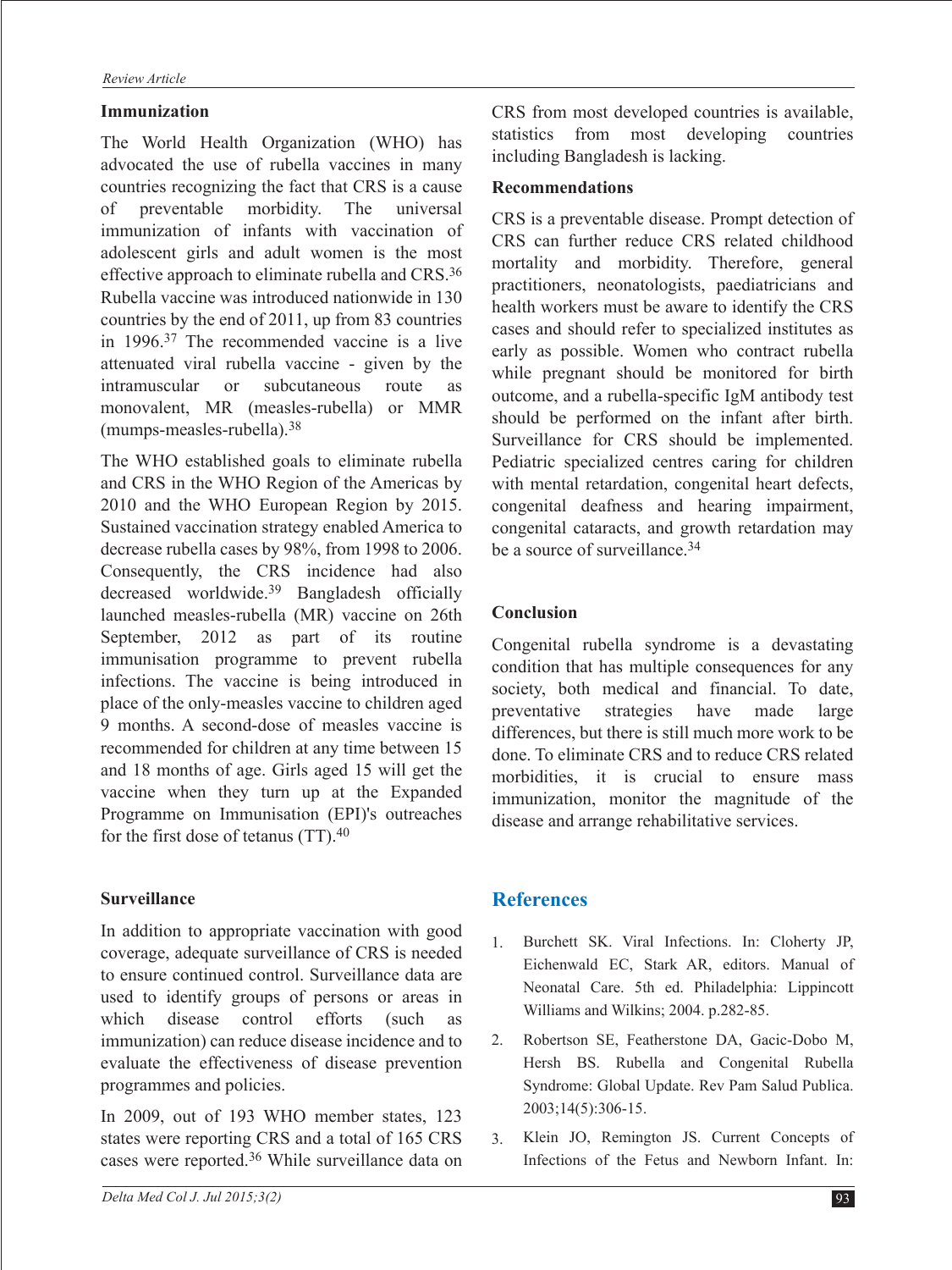### Immunization

The World Health Organization (WHO) has advocated the use of rubella vaccines in many countries recognizing the fact that CRS is a cause of preventable morbidity. The universal immunization of infants with vaccination of adolescent girls and adult women is the most effective approach to eliminate rubella and CRS.[36] Rubella vaccine was introduced nationwide in 130 countries by the end of 2011, up from 83 countries in 1996.[37] The recommended vaccine is a live attenuated viral rubella vaccine - given by the intramuscular or subcutaneous route as monovalent, MR (measles-rubella) or MMR (mumps-measles-rubella).[38]

The WHO established goals to eliminate rubella and CRS in the WHO Region of the Americas by 2010 and the WHO European Region by 2015. Sustained vaccination strategy enabled America to decrease rubella cases by 98%, from 1998 to 2006. Consequently, the CRS incidence had also decreased worldwide.[39] Bangladesh officially launched measles-rubella (MR) vaccine on 26th September, 2012 as part of its routine immunisation programme to prevent rubella infections. The vaccine is being introduced in place of the only-measles vaccine to children aged 9 months. A second-dose of measles vaccine is recommended for children at any time between 15 and 18 months of age. Girls aged 15 will get the vaccine when they turn up at the Expanded Programme on Immunisation (EPI)'s outreaches for the first dose of tetanus (TT).[40]

### Surveillance

In addition to appropriate vaccination with good coverage, adequate surveillance of CRS is needed to ensure continued control. Surveillance data are used to identify groups of persons or areas in which disease control efforts (such as immunization) can reduce disease incidence and to evaluate the effectiveness of disease prevention programmes and policies.

In 2009, out of 193 WHO member states, 123 states were reporting CRS and a total of 165 CRS cases were reported.[36] While surveillance data on CRS from most developed countries is available, statistics from most developing countries including Bangladesh is lacking.

### Recommendations

CRS is a preventable disease. Prompt detection of CRS can further reduce CRS related childhood mortality and morbidity. Therefore, general practitioners, neonatologists, paediatricians and health workers must be aware to identify the CRS cases and should refer to specialized institutes as early as possible. Women who contract rubella while pregnant should be monitored for birth outcome, and a rubella-specific IgM antibody test should be performed on the infant after birth. Surveillance for CRS should be implemented. Pediatric specialized centres caring for children with mental retardation, congenital heart defects, congenital deafness and hearing impairment, congenital cataracts, and growth retardation may be a source of surveillance.[34]

### Conclusion

Congenital rubella syndrome is a devastating condition that has multiple consequences for any society, both medical and financial. To date, preventative strategies have made large differences, but there is still much more work to be done. To eliminate CRS and to reduce CRS related morbidities, it is crucial to ensure mass immunization, monitor the magnitude of the disease and arrange rehabilitative services.

## References

1. Burchett SK. Viral Infections. In: Cloherty JP, Eichenwald EC, Stark AR, editors. Manual of Neonatal Care. 5th ed. Philadelphia: Lippincott Williams and Wilkins; 2004. p.282-85.
2. Robertson SE, Featherstone DA, Gacic-Dobo M, Hersh BS. Rubella and Congenital Rubella Syndrome: Global Update. Rev Pam Salud Publica. 2003;14(5):306-15.
3. Klein JO, Remington JS. Current Concepts of Infections of the Fetus and Newborn Infant. In: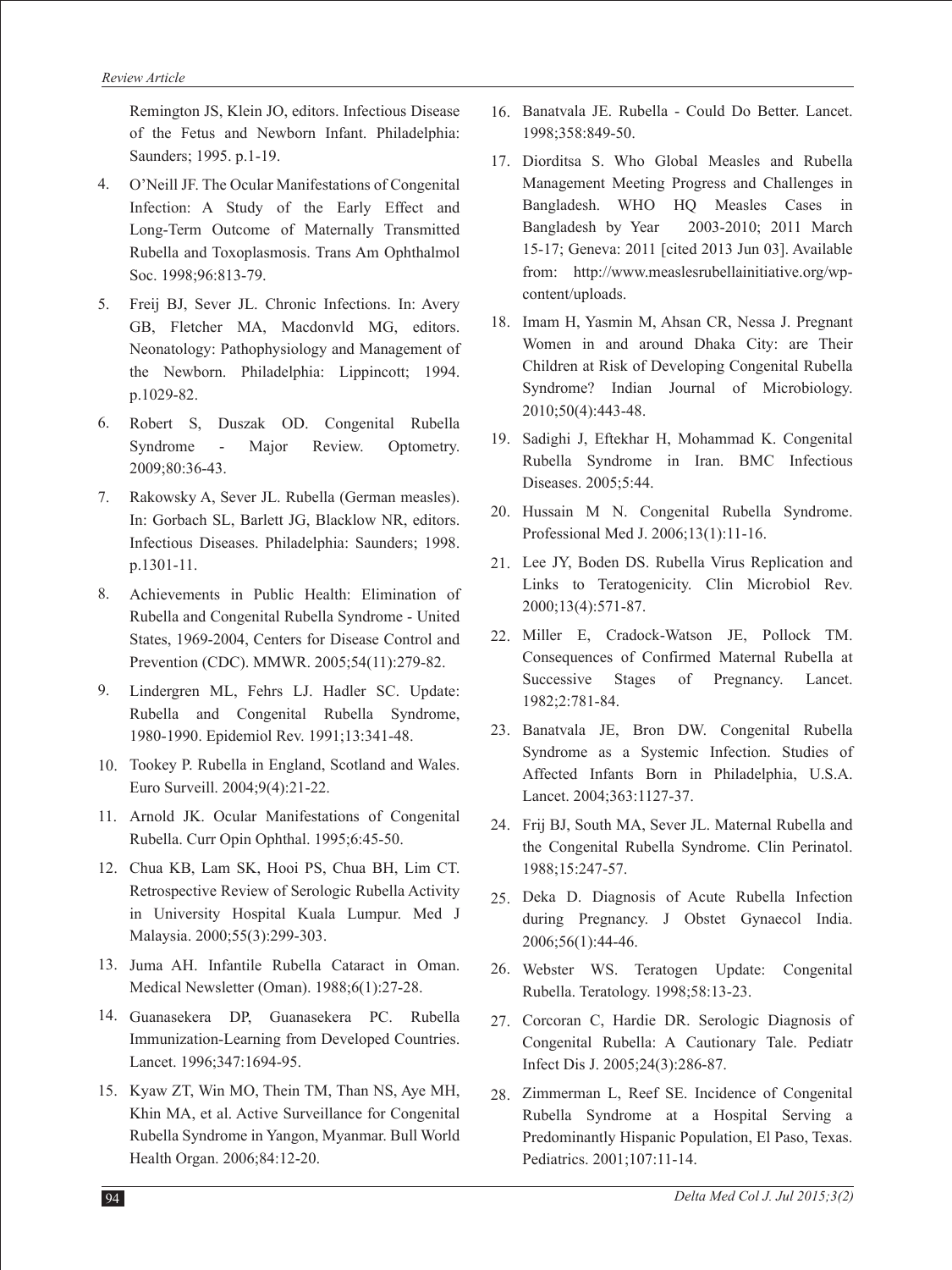Remington JS, Klein JO, editors. Infectious Disease of the Fetus and Newborn Infant. Philadelphia: Saunders; 1995. p.1-19.

4. O'Neill JF. The Ocular Manifestations of Congenital Infection: A Study of the Early Effect and Long-Term Outcome of Maternally Transmitted Rubella and Toxoplasmosis. Trans Am Ophthalmol Soc. 1998;96:813-79.
5. Freij BJ, Sever JL. Chronic Infections. In: Avery GB, Fletcher MA, Macdonvld MG, editors. Neonatology: Pathophysiology and Management of the Newborn. Philadelphia: Lippincott; 1994. p.1029-82.
6. Robert S, Duszak OD. Congenital Rubella Syndrome - Major Review. Optometry. 2009;80:36-43.
7. Rakowsky A, Sever JL. Rubella (German measles). In: Gorbach SL, Barlett JG, Blacklow NR, editors. Infectious Diseases. Philadelphia: Saunders; 1998. p.1301-11.
8. Achievements in Public Health: Elimination of Rubella and Congenital Rubella Syndrome - United States, 1969-2004, Centers for Disease Control and Prevention (CDC). MMWR. 2005;54(11):279-82.
9. Lindergren ML, Fehrs LJ. Hadler SC. Update: Rubella and Congenital Rubella Syndrome, 1980-1990. Epidemiol Rev. 1991;13:341-48.
10. Tookey P. Rubella in England, Scotland and Wales. Euro Surveill. 2004;9(4):21-22.
11. Arnold JK. Ocular Manifestations of Congenital Rubella. Curr Opin Ophthal. 1995;6:45-50.
12. Chua KB, Lam SK, Hooi PS, Chua BH, Lim CT. Retrospective Review of Serologic Rubella Activity in University Hospital Kuala Lumpur. Med J Malaysia. 2000;55(3):299-303.
13. Juma AH. Infantile Rubella Cataract in Oman. Medical Newsletter (Oman). 1988;6(1):27-28.
14. Guanasekera DP, Guanasekera PC. Rubella Immunization-Learning from Developed Countries. Lancet. 1996;347:1694-95.
15. Kyaw ZT, Win MO, Thein TM, Than NS, Aye MH, Khin MA, et al. Active Surveillance for Congenital Rubella Syndrome in Yangon, Myanmar. Bull World Health Organ. 2006;84:12-20.
16. Banatvala JE. Rubella - Could Do Better. Lancet. 1998;358:849-50.
17. Diorditsa S. Who Global Measles and Rubella Management Meeting Progress and Challenges in Bangladesh. WHO HQ Measles Cases in Bangladesh by Year 2003-2010; 2011 March 15-17; Geneva: 2011 [cited 2013 Jun 03]. Available from: http://www.measlesrubellainitiative.org/wp-content/uploads.
18. Imam H, Yasmin M, Ahsan CR, Nessa J. Pregnant Women in and around Dhaka City: are Their Children at Risk of Developing Congenital Rubella Syndrome? Indian Journal of Microbiology. 2010;50(4):443-48.
19. Sadighi J, Eftekhar H, Mohammad K. Congenital Rubella Syndrome in Iran. BMC Infectious Diseases. 2005;5:44.
20. Hussain M N. Congenital Rubella Syndrome. Professional Med J. 2006;13(1):11-16.
21. Lee JY, Boden DS. Rubella Virus Replication and Links to Teratogenicity. Clin Microbiol Rev. 2000;13(4):571-87.
22. Miller E, Cradock-Watson JE, Pollock TM. Consequences of Confirmed Maternal Rubella at Successive Stages of Pregnancy. Lancet. 1982;2:781-84.
23. Banatvala JE, Bron DW. Congenital Rubella Syndrome as a Systemic Infection. Studies of Affected Infants Born in Philadelphia, U.S.A. Lancet. 2004;363:1127-37.
24. Frij BJ, South MA, Sever JL. Maternal Rubella and the Congenital Rubella Syndrome. Clin Perinatol. 1988;15:247-57.
25. Deka D. Diagnosis of Acute Rubella Infection during Pregnancy. J Obstet Gynaecol India. 2006;56(1):44-46.
26. Webster WS. Teratogen Update: Congenital Rubella. Teratology. 1998;58:13-23.
27. Corcoran C, Hardie DR. Serologic Diagnosis of Congenital Rubella: A Cautionary Tale. Pediatr Infect Dis J. 2005;24(3):286-87.
28. Zimmerman L, Reef SE. Incidence of Congenital Rubella Syndrome at a Hospital Serving a Predominantly Hispanic Population, El Paso, Texas. Pediatrics. 2001;107:11-14.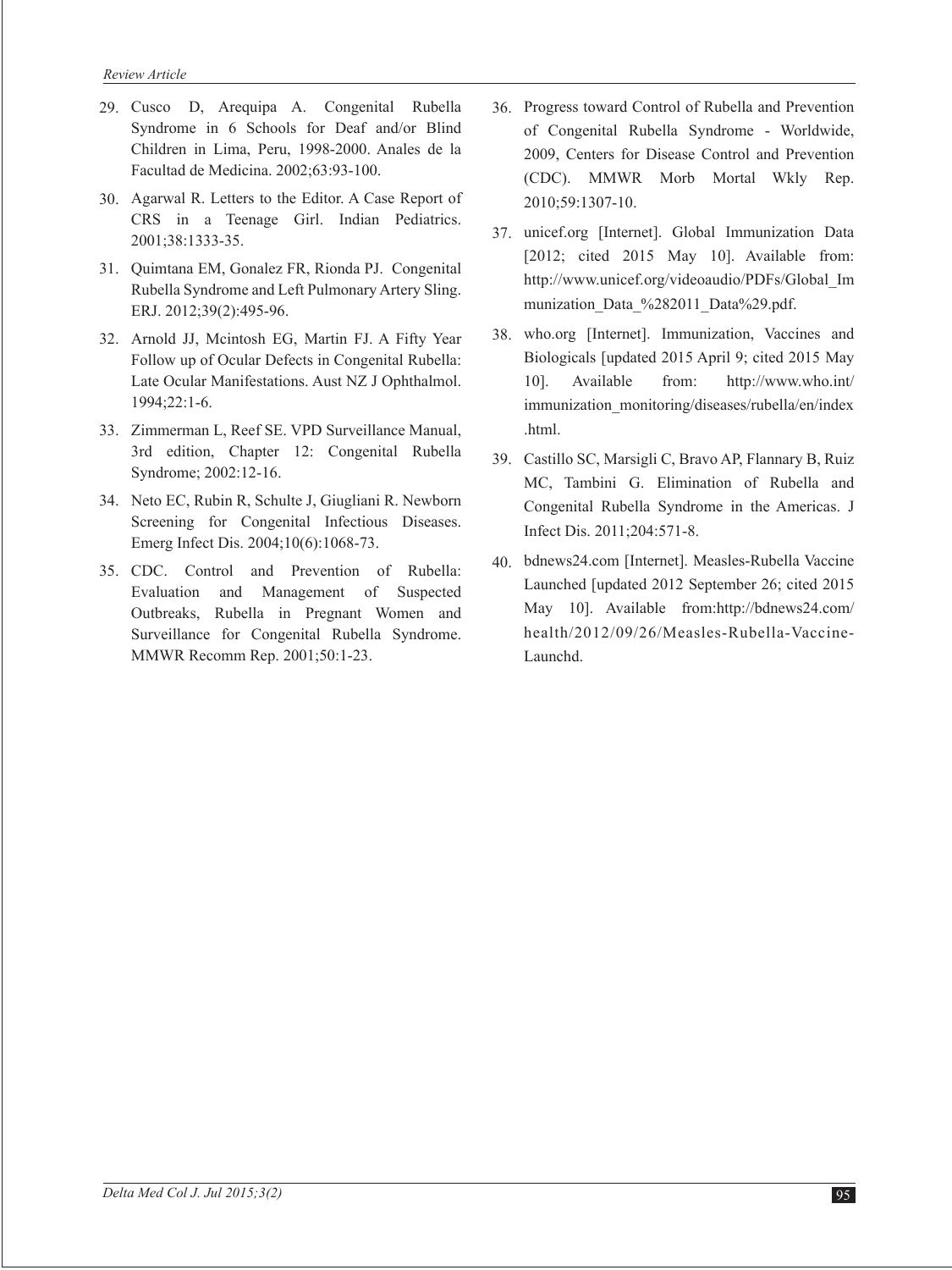29. Cusco D, Arequipa A. Congenital Rubella Syndrome in 6 Schools for Deaf and/or Blind Children in Lima, Peru, 1998-2000. Anales de la Facultad de Medicina. 2002;63:93-100.
30. Agarwal R. Letters to the Editor. A Case Report of CRS in a Teenage Girl. Indian Pediatrics. 2001;38:1333-35.
31. Quimtana EM, Gonalez FR, Rionda PJ. Congenital Rubella Syndrome and Left Pulmonary Artery Sling. ERJ. 2012;39(2):495-96.
32. Arnold JJ, Mcintosh EG, Martin FJ. A Fifty Year Follow up of Ocular Defects in Congenital Rubella: Late Ocular Manifestations. Aust NZ J Ophthalmol. 1994;22:1-6.
33. Zimmerman L, Reef SE. VPD Surveillance Manual, 3rd edition, Chapter 12: Congenital Rubella Syndrome; 2002:12-16.
34. Neto EC, Rubin R, Schulte J, Giugliani R. Newborn Screening for Congenital Infectious Diseases. Emerg Infect Dis. 2004;10(6):1068-73.
35. CDC. Control and Prevention of Rubella: Evaluation and Management of Suspected Outbreaks, Rubella in Pregnant Women and Surveillance for Congenital Rubella Syndrome. MMWR Recomm Rep. 2001;50:1-23.
36. Progress toward Control of Rubella and Prevention of Congenital Rubella Syndrome - Worldwide, 2009, Centers for Disease Control and Prevention (CDC). MMWR Morb Mortal Wkly Rep. 2010;59:1307-10.
37. unicef.org [Internet]. Global Immunization Data [2012; cited 2015 May 10]. Available from: http://www.unicef.org/videoaudio/PDFs/Global_Immunization_Data_%282011_Data%29.pdf.
38. who.org [Internet]. Immunization, Vaccines and Biologicals [updated 2015 April 9; cited 2015 May 10]. Available from: http://www.who.int/immunization_monitoring/diseases/rubella/en/index.html.
39. Castillo SC, Marsigli C, Bravo AP, Flannary B, Ruiz MC, Tambini G. Elimination of Rubella and Congenital Rubella Syndrome in the Americas. J Infect Dis. 2011;204:571-8.
40. bdnews24.com [Internet]. Measles-Rubella Vaccine Launched [updated 2012 September 26; cited 2015 May 10]. Available from:http://bdnews24.com/health/2012/09/26/Measles-Rubella-Vaccine-Launchd.